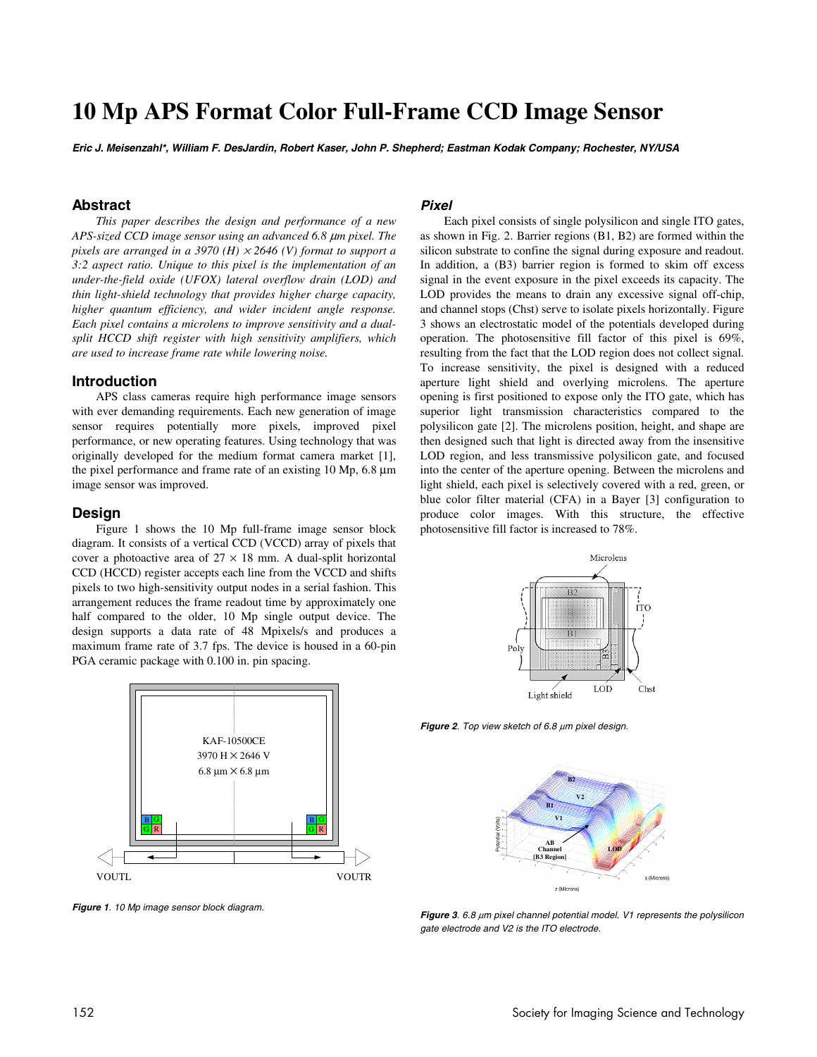# 10 Mp APS Format Color Full-Frame CCD Image Sensor

***Eric J. Meisenzahl\*, William F. DesJardin, Robert Kaser, John P. Shepherd; Eastman Kodak Company; Rochester, NY/USA***

## Abstract

*This paper describes the design and performance of a new APS-sized CCD image sensor using an advanced 6.8 μm pixel. The pixels are arranged in a 3970 (H) × 2646 (V) format to support a 3:2 aspect ratio. Unique to this pixel is the implementation of an under-the-field oxide (UFOX) lateral overflow drain (LOD) and thin light-shield technology that provides higher charge capacity, higher quantum efficiency, and wider incident angle response. Each pixel contains a microlens to improve sensitivity and a dual-split HCCD shift register with high sensitivity amplifiers, which are used to increase frame rate while lowering noise.*

## Introduction

APS class cameras require high performance image sensors with ever demanding requirements. Each new generation of image sensor requires potentially more pixels, improved pixel performance, or new operating features. Using technology that was originally developed for the medium format camera market [1], the pixel performance and frame rate of an existing 10 Mp, 6.8 μm image sensor was improved.

## Design

Figure 1 shows the 10 Mp full-frame image sensor block diagram. It consists of a vertical CCD (VCCD) array of pixels that cover a photoactive area of 27 × 18 mm. A dual-split horizontal CCD (HCCD) register accepts each line from the VCCD and shifts pixels to two high-sensitivity output nodes in a serial fashion. This arrangement reduces the frame readout time by approximately one half compared to the older, 10 Mp single output device. The design supports a data rate of 48 Mpixels/s and produces a maximum frame rate of 3.7 fps. The device is housed in a 60-pin PGA ceramic package with 0.100 in. pin spacing.

***Figure 1**. 10 Mp image sensor block diagram.*

### *Pixel*

Each pixel consists of single polysilicon and single ITO gates, as shown in Fig. 2. Barrier regions (B1, B2) are formed within the silicon substrate to confine the signal during exposure and readout. In addition, a (B3) barrier region is formed to skim off excess signal in the event exposure in the pixel exceeds its capacity. The LOD provides the means to drain any excessive signal off-chip, and channel stops (Chst) serve to isolate pixels horizontally. Figure 3 shows an electrostatic model of the potentials developed during operation. The photosensitive fill factor of this pixel is 69%, resulting from the fact that the LOD region does not collect signal. To increase sensitivity, the pixel is designed with a reduced aperture light shield and overlying microlens. The aperture opening is first positioned to expose only the ITO gate, which has superior light transmission characteristics compared to the polysilicon gate [2]. The microlens position, height, and shape are then designed such that light is directed away from the insensitive LOD region, and less transmissive polysilicon gate, and focused into the center of the aperture opening. Between the microlens and light shield, each pixel is selectively covered with a red, green, or blue color filter material (CFA) in a Bayer [3] configuration to produce color images. With this structure, the effective photosensitive fill factor is increased to 78%.

***Figure 2**. Top view sketch of 6.8 μm pixel design.*

***Figure 3**. 6.8 μm pixel channel potential model. V1 represents the polysilicon gate electrode and V2 is the ITO electrode.*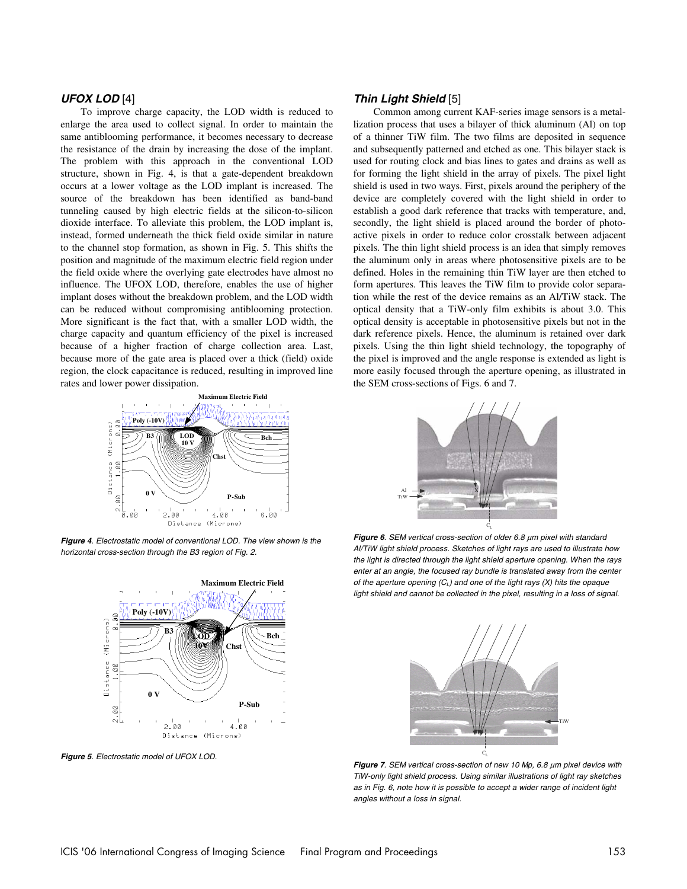### *UFOX LOD* [4]

To improve charge capacity, the LOD width is reduced to enlarge the area used to collect signal. In order to maintain the same antiblooming performance, it becomes necessary to decrease the resistance of the drain by increasing the dose of the implant. The problem with this approach in the conventional LOD structure, shown in Fig. 4, is that a gate-dependent breakdown occurs at a lower voltage as the LOD implant is increased. The source of the breakdown has been identified as band-band tunneling caused by high electric fields at the silicon-to-silicon dioxide interface. To alleviate this problem, the LOD implant is, instead, formed underneath the thick field oxide similar in nature to the channel stop formation, as shown in Fig. 5. This shifts the position and magnitude of the maximum electric field region under the field oxide where the overlying gate electrodes have almost no influence. The UFOX LOD, therefore, enables the use of higher implant doses without the breakdown problem, and the LOD width can be reduced without compromising antiblooming protection. More significant is the fact that, with a smaller LOD width, the charge capacity and quantum efficiency of the pixel is increased because of a higher fraction of charge collection area. Last, because more of the gate area is placed over a thick (field) oxide region, the clock capacitance is reduced, resulting in improved line rates and lower power dissipation.

***Figure 4****. Electrostatic model of conventional LOD. The view shown is the horizontal cross-section through the B3 region of Fig. 2.*

***Figure 5****. Electrostatic model of UFOX LOD.*

### *Thin Light Shield* [5]

Common among current KAF-series image sensors is a metallization process that uses a bilayer of thick aluminum (Al) on top of a thinner TiW film. The two films are deposited in sequence and subsequently patterned and etched as one. This bilayer stack is used for routing clock and bias lines to gates and drains as well as for forming the light shield in the array of pixels. The pixel light shield is used in two ways. First, pixels around the periphery of the device are completely covered with the light shield in order to establish a good dark reference that tracks with temperature, and, secondly, the light shield is placed around the border of photo-active pixels in order to reduce color crosstalk between adjacent pixels. The thin light shield process is an idea that simply removes the aluminum only in areas where photosensitive pixels are to be defined. Holes in the remaining thin TiW layer are then etched to form apertures. This leaves the TiW film to provide color separation while the rest of the device remains as an Al/TiW stack. The optical density that a TiW-only film exhibits is about 3.0. This optical density is acceptable in photosensitive pixels but not in the dark reference pixels. Hence, the aluminum is retained over dark pixels. Using the thin light shield technology, the topography of the pixel is improved and the angle response is extended as light is more easily focused through the aperture opening, as illustrated in the SEM cross-sections of Figs. 6 and 7.

***Figure 6****. SEM vertical cross-section of older 6.8 μm pixel with standard Al/TiW light shield process. Sketches of light rays are used to illustrate how the light is directed through the light shield aperture opening. When the rays enter at an angle, the focused ray bundle is translated away from the center of the aperture opening ($C_L$) and one of the light rays (X) hits the opaque light shield and cannot be collected in the pixel, resulting in a loss of signal.*

***Figure 7****. SEM vertical cross-section of new 10 Mp, 6.8 μm pixel device with TiW-only light shield process. Using similar illustrations of light ray sketches as in Fig. 6, note how it is possible to accept a wider range of incident light angles without a loss in signal.*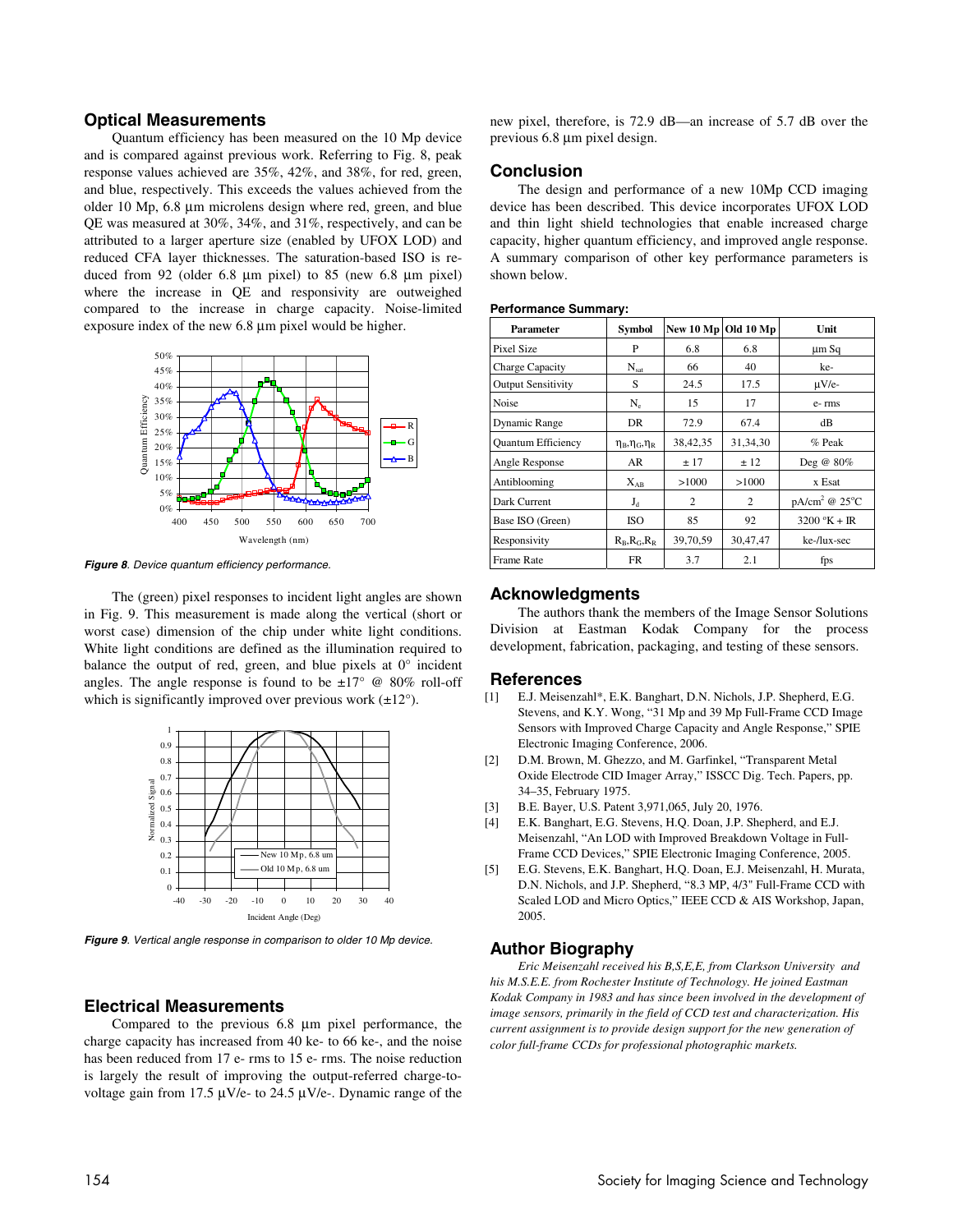## Optical Measurements

Quantum efficiency has been measured on the 10 Mp device and is compared against previous work. Referring to Fig. 8, peak response values achieved are 35%, 42%, and 38%, for red, green, and blue, respectively. This exceeds the values achieved from the older 10 Mp, 6.8 µm microlens design where red, green, and blue QE was measured at 30%, 34%, and 31%, respectively, and can be attributed to a larger aperture size (enabled by UFOX LOD) and reduced CFA layer thicknesses. The saturation-based ISO is reduced from 92 (older 6.8 µm pixel) to 85 (new 6.8 µm pixel) where the increase in QE and responsivity are outweighed compared to the increase in charge capacity. Noise-limited exposure index of the new 6.8 µm pixel would be higher.

50%
45%
40%
35%
30%
25%
20%
15%
10%
5%
0%
Quantum Efficiency
400 450 500 550 600 650 700
Wavelength (nm)
R
G
B

*Figure 8. Device quantum efficiency performance.*

The (green) pixel responses to incident light angles are shown in Fig. 9. This measurement is made along the vertical (short or worst case) dimension of the chip under white light conditions. White light conditions are defined as the illumination required to balance the output of red, green, and blue pixels at 0° incident angles. The angle response is found to be ±17° @ 80% roll-off which is significantly improved over previous work (±12°).

1
0.9
0.8
0.7
0.6
0.5
0.4
0.3
0.2
0.1
0
Normalized Signal
-40 -30 -20 -10 0 10 20 30 40
Incident Angle (Deg)
New 10 Mp, 6.8 um
Old 10 Mp, 6.8 um

*Figure 9. Vertical angle response in comparison to older 10 Mp device.*

## Electrical Measurements

Compared to the previous 6.8 µm pixel performance, the charge capacity has increased from 40 ke- to 66 ke-, and the noise has been reduced from 17 e- rms to 15 e- rms. The noise reduction is largely the result of improving the output-referred charge-to-voltage gain from 17.5 µV/e- to 24.5 µV/e-. Dynamic range of the new pixel, therefore, is 72.9 dB—an increase of 5.7 dB over the previous 6.8 µm pixel design.

## Conclusion

The design and performance of a new 10Mp CCD imaging device has been described. This device incorporates UFOX LOD and thin light shield technologies that enable increased charge capacity, higher quantum efficiency, and improved angle response. A summary comparison of other key performance parameters is shown below.

**Performance Summary:**

| Parameter | Symbol | New 10 Mp | Old 10 Mp | Unit |
|---|---|---|---|---|
| Pixel Size | P | 6.8 | 6.8 | µm Sq |
| Charge Capacity | $N_{sat}$ | 66 | 40 | ke- |
| Output Sensitivity | S | 24.5 | 17.5 | µV/e- |
| Noise | $N_e$ | 15 | 17 | e- rms |
| Dynamic Range | DR | 72.9 | 67.4 | dB |
| Quantum Efficiency | $\eta_B,\eta_G,\eta_R$ | 38,42,35 | 31,34,30 | % Peak |
| Angle Response | AR | ± 17 | ± 12 | Deg @ 80% |
| Antiblooming | $X_{AB}$ | >1000 | >1000 | x Esat |
| Dark Current | $J_d$ | 2 | 2 | pA/cm$^2$ @ 25°C |
| Base ISO (Green) | ISO | 85 | 92 | 3200 °K + IR |
| Responsivity | $R_B,R_G,R_R$ | 39,70,59 | 30,47,47 | ke-/lux-sec |
| Frame Rate | FR | 3.7 | 2.1 | fps |

## Acknowledgments

The authors thank the members of the Image Sensor Solutions Division at Eastman Kodak Company for the process development, fabrication, packaging, and testing of these sensors.

## References

[1] E.J. Meisenzahl*, E.K. Banghart, D.N. Nichols, J.P. Shepherd, E.G. Stevens, and K.Y. Wong, "31 Mp and 39 Mp Full-Frame CCD Image Sensors with Improved Charge Capacity and Angle Response," SPIE Electronic Imaging Conference, 2006.

[2] D.M. Brown, M. Ghezzo, and M. Garfinkel, "Transparent Metal Oxide Electrode CID Imager Array," ISSCC Dig. Tech. Papers, pp. 34–35, February 1975.

[3] B.E. Bayer, U.S. Patent 3,971,065, July 20, 1976.

[4] E.K. Banghart, E.G. Stevens, H.Q. Doan, J.P. Shepherd, and E.J. Meisenzahl, "An LOD with Improved Breakdown Voltage in Full-Frame CCD Devices," SPIE Electronic Imaging Conference, 2005.

[5] E.G. Stevens, E.K. Banghart, H.Q. Doan, E.J. Meisenzahl, H. Murata, D.N. Nichols, and J.P. Shepherd, "8.3 MP, 4/3" Full-Frame CCD with Scaled LOD and Micro Optics," IEEE CCD & AIS Workshop, Japan, 2005.

## Author Biography

*Eric Meisenzahl received his B,S,E,E, from Clarkson University and his M.S.E.E. from Rochester Institute of Technology. He joined Eastman Kodak Company in 1983 and has since been involved in the development of image sensors, primarily in the field of CCD test and characterization. His current assignment is to provide design support for the new generation of color full-frame CCDs for professional photographic markets.*